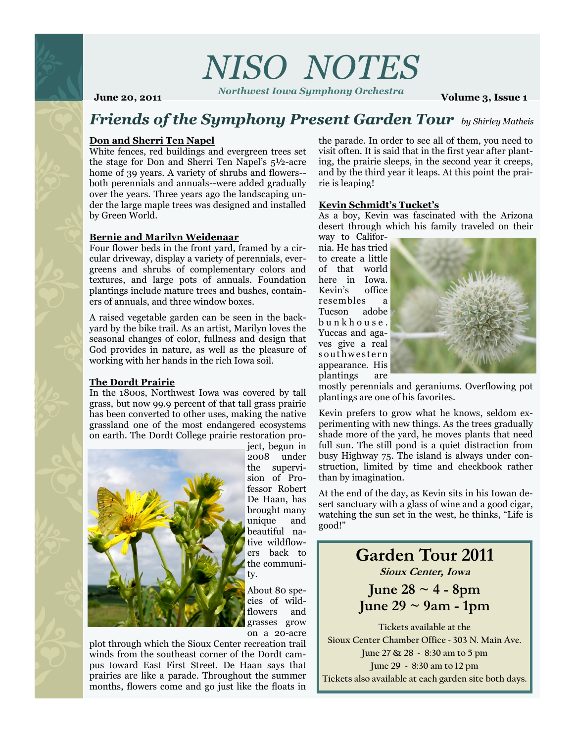# NISO NOTES

*Northwest Iowa Symphony Orchestra*

**June 20, 2011** **Volume 3, Issue 1**

## *Friends of the Symphony Present Garden Tour* *by Shirley Matheis*

### Don and Sherri Ten Napel

White fences, red buildings and evergreen trees set the stage for Don and Sherri Ten Napel's 5½-acre home of 39 years. A variety of shrubs and flowers--both perennials and annuals--were added gradually over the years. Three years ago the landscaping under the large maple trees was designed and installed by Green World.

### Bernie and Marilyn Weidenaar

Four flower beds in the front yard, framed by a circular driveway, display a variety of perennials, evergreens and shrubs of complementary colors and textures, and large pots of annuals. Foundation plantings include mature trees and bushes, containers of annuals, and three window boxes.

A raised vegetable garden can be seen in the backyard by the bike trail. As an artist, Marilyn loves the seasonal changes of color, fullness and design that God provides in nature, as well as the pleasure of working with her hands in the rich Iowa soil.

### The Dordt Prairie

In the 1800s, Northwest Iowa was covered by tall grass, but now 99.9 percent of that tall grass prairie has been converted to other uses, making the native grassland one of the most endangered ecosystems on earth. The Dordt College prairie restoration project, begun in 2008 under the supervision of Professor Robert De Haan, has brought many unique and beautiful native wildflowers back to the community.

About 80 species of wildflowers and grasses grow on a 20-acre plot through which the Sioux Center recreation trail winds from the southeast corner of the Dordt campus toward East First Street. De Haan says that prairies are like a parade. Throughout the summer months, flowers come and go just like the floats in the parade. In order to see all of them, you need to visit often. It is said that in the first year after planting, the prairie sleeps, in the second year it creeps, and by the third year it leaps. At this point the prairie is leaping!

### Kevin Schmidt's Tucket's

As a boy, Kevin was fascinated with the Arizona desert through which his family traveled on their way to California. He has tried to create a little of that world here in Iowa. Kevin's office resembles a Tucson adobe bunkhouse. Yuccas and agaves give a real southwestern appearance. His plantings are mostly perennials and geraniums. Overflowing pot plantings are one of his favorites.

Kevin prefers to grow what he knows, seldom experimenting with new things. As the trees gradually shade more of the yard, he moves plants that need full sun. The still pond is a quiet distraction from busy Highway 75. The island is always under construction, limited by time and checkbook rather than by imagination.

At the end of the day, as Kevin sits in his Iowan desert sanctuary with a glass of wine and a good cigar, watching the sun set in the west, he thinks, "Life is good!"

---

## Garden Tour 2011

***Sioux Center, Iowa***

**June 28 ~ 4 - 8pm**
**June 29 ~ 9am - 1pm**

Tickets available at the
Sioux Center Chamber Office - 303 N. Main Ave.
June 27 & 28 - 8:30 am to 5 pm
June 29 - 8:30 am to 12 pm
Tickets also available at each garden site both days.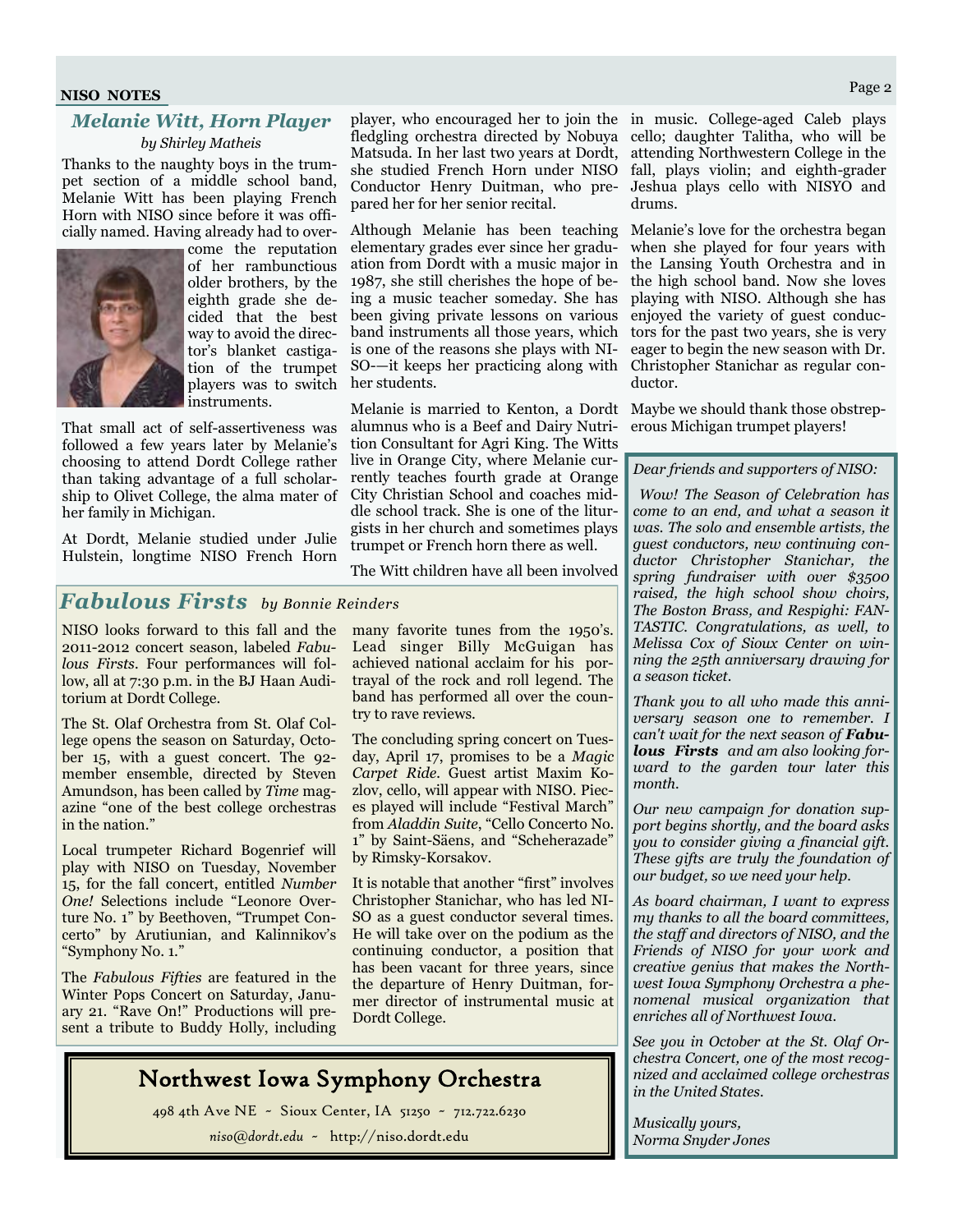## *Melanie Witt, Horn Player*

*by Shirley Matheis*

Thanks to the naughty boys in the trumpet section of a middle school band, Melanie Witt has been playing French Horn with NISO since before it was officially named. Having already had to overcome the reputation of her rambunctious older brothers, by the eighth grade she decided that the best way to avoid the director's blanket castigation of the trumpet players was to switch instruments.

That small act of self-assertiveness was followed a few years later by Melanie's choosing to attend Dordt College rather than taking advantage of a full scholarship to Olivet College, the alma mater of her family in Michigan.

At Dordt, Melanie studied under Julie Hulstein, longtime NISO French Horn player, who encouraged her to join the fledgling orchestra directed by Nobuya Matsuda. In her last two years at Dordt, she studied French Horn under NISO Conductor Henry Duitman, who prepared her for her senior recital.

Although Melanie has been teaching elementary grades ever since her graduation from Dordt with a music major in 1987, she still cherishes the hope of being a music teacher someday. She has been giving private lessons on various band instruments all those years, which is one of the reasons she plays with NISO—it keeps her practicing along with her students.

Melanie is married to Kenton, a Dordt alumnus who is a Beef and Dairy Nutrition Consultant for Agri King. The Witts live in Orange City, where Melanie currently teaches fourth grade at Orange City Christian School and coaches middle school track. She is one of the liturgists in her church and sometimes plays trumpet or French horn there as well.

The Witt children have all been involved in music. College-aged Caleb plays cello; daughter Talitha, who will be attending Northwestern College in the fall, plays violin; and eighth-grader Jeshua plays cello with NISYO and drums.

Melanie's love for the orchestra began when she played for four years with the Lansing Youth Orchestra and in the high school band. Now she loves playing with NISO. Although she has enjoyed the variety of guest conductors for the past two years, she is very eager to begin the new season with Dr. Christopher Stanichar as regular conductor.

Maybe we should thank those obstreperous Michigan trumpet players!

## *Fabulous Firsts* *by Bonnie Reinders*

NISO looks forward to this fall and the 2011-2012 concert season, labeled *Fabulous Firsts*. Four performances will follow, all at 7:30 p.m. in the BJ Haan Auditorium at Dordt College.

The St. Olaf Orchestra from St. Olaf College opens the season on Saturday, October 15, with a guest concert. The 92-member ensemble, directed by Steven Amundson, has been called by *Time* magazine "one of the best college orchestras in the nation."

Local trumpeter Richard Bogenrief will play with NISO on Tuesday, November 15, for the fall concert, entitled *Number One!* Selections include "Leonore Overture No. 1" by Beethoven, "Trumpet Concerto" by Arutiunian, and Kalinnikov's "Symphony No. 1."

The *Fabulous Fifties* are featured in the Winter Pops Concert on Saturday, January 21. "Rave On!" Productions will present a tribute to Buddy Holly, including many favorite tunes from the 1950's. Lead singer Billy McGuigan has achieved national acclaim for his portrayal of the rock and roll legend. The band has performed all over the country to rave reviews.

The concluding spring concert on Tuesday, April 17, promises to be a *Magic Carpet Ride*. Guest artist Maxim Kozlov, cello, will appear with NISO. Pieces played will include "Festival March" from *Aladdin Suite*, "Cello Concerto No. 1" by Saint-Säens, and "Scheherazade" by Rimsky-Korsakov.

It is notable that another "first" involves Christopher Stanichar, who has led NISO as a guest conductor several times. He will take over on the podium as the continuing conductor, a position that has been vacant for three years, since the departure of Henry Duitman, former director of instrumental music at Dordt College.

*Dear friends and supporters of NISO:*

*Wow! The Season of Celebration has come to an end, and what a season it was. The solo and ensemble artists, the guest conductors, new continuing conductor Christopher Stanichar, the spring fundraiser with over $3500 raised, the high school show choirs, The Boston Brass, and Respighi: FANTASTIC. Congratulations, as well, to Melissa Cox of Sioux Center on winning the 25th anniversary drawing for a season ticket.*

*Thank you to all who made this anniversary season one to remember. I can't wait for the next season of **Fabulous Firsts** and am also looking forward to the garden tour later this month.*

*Our new campaign for donation support begins shortly, and the board asks you to consider giving a financial gift. These gifts are truly the foundation of our budget, so we need your help.*

*As board chairman, I want to express my thanks to all the board committees, the staff and directors of NISO, and the Friends of NISO for your work and creative genius that makes the Northwest Iowa Symphony Orchestra a phenomenal musical organization that enriches all of Northwest Iowa.*

*See you in October at the St. Olaf Orchestra Concert, one of the most recognized and acclaimed college orchestras in the United States.*

*Musically yours,*
*Norma Snyder Jones*

### Northwest Iowa Symphony Orchestra

498 4th Ave NE ~ Sioux Center, IA 51250 ~ 712.722.6230

*niso@dordt.edu* ~ http://niso.dordt.edu